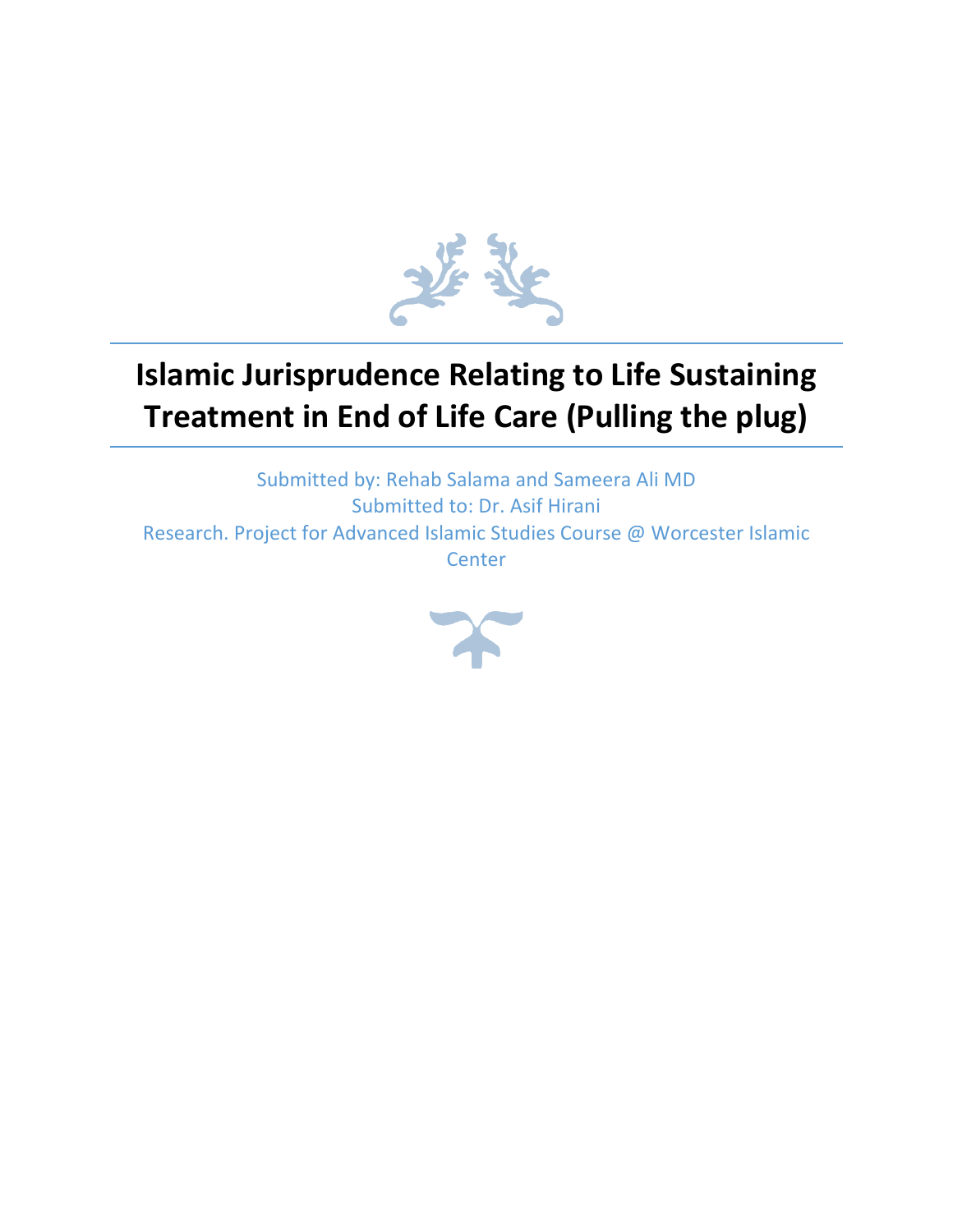# Islamic Jurisprudence Relating to Life Sustaining Treatment in End of Life Care (Pulling the plug)

Submitted by: Rehab Salama and Sameera Ali MD

Submitted to: Dr. Asif Hirani

Research. Project for Advanced Islamic Studies Course @ Worcester Islamic Center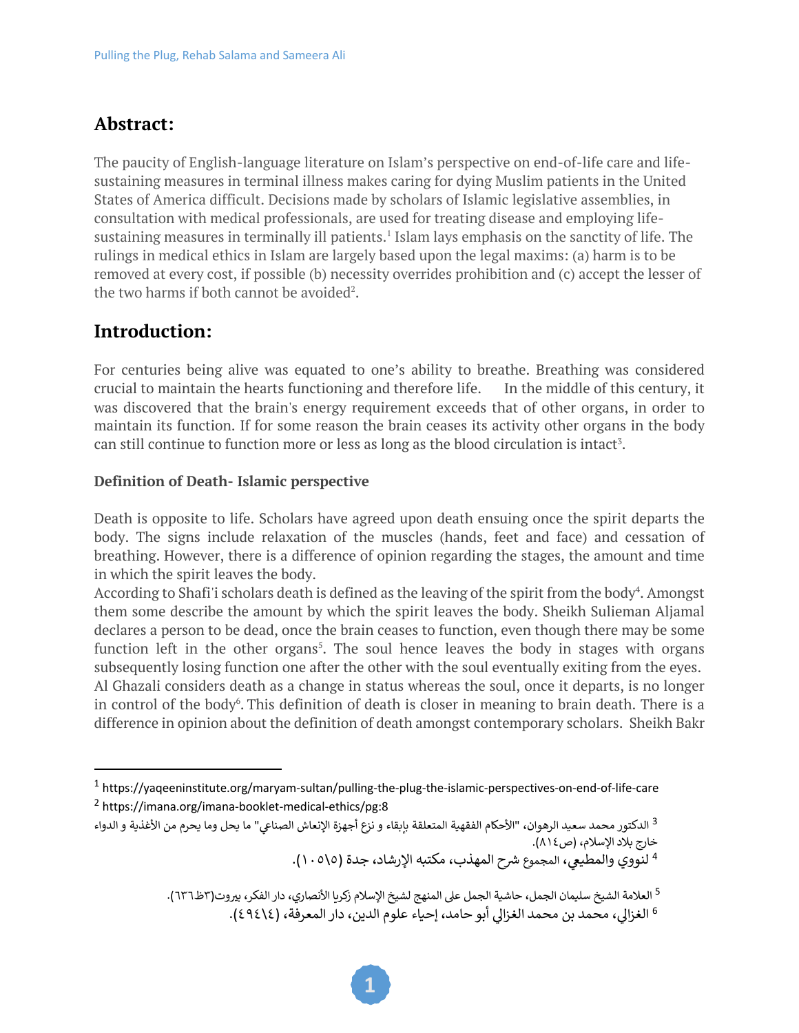## Abstract:

The paucity of English-language literature on Islam's perspective on end-of-life care and life-sustaining measures in terminal illness makes caring for dying Muslim patients in the United States of America difficult. Decisions made by scholars of Islamic legislative assemblies, in consultation with medical professionals, are used for treating disease and employing life-sustaining measures in terminally ill patients.[1] Islam lays emphasis on the sanctity of life. The rulings in medical ethics in Islam are largely based upon the legal maxims: (a) harm is to be removed at every cost, if possible (b) necessity overrides prohibition and (c) accept the lesser of the two harms if both cannot be avoided[2].

## Introduction:

For centuries being alive was equated to one's ability to breathe. Breathing was considered crucial to maintain the hearts functioning and therefore life. In the middle of this century, it was discovered that the brain's energy requirement exceeds that of other organs, in order to maintain its function. If for some reason the brain ceases its activity other organs in the body can still continue to function more or less as long as the blood circulation is intact[3].

### Definition of Death- Islamic perspective

Death is opposite to life. Scholars have agreed upon death ensuing once the spirit departs the body. The signs include relaxation of the muscles (hands, feet and face) and cessation of breathing. However, there is a difference of opinion regarding the stages, the amount and time in which the spirit leaves the body.

According to Shafi'i scholars death is defined as the leaving of the spirit from the body[4]. Amongst them some describe the amount by which the spirit leaves the body. Sheikh Sulieman Aljamal declares a person to be dead, once the brain ceases to function, even though there may be some function left in the other organs[5]. The soul hence leaves the body in stages with organs subsequently losing function one after the other with the soul eventually exiting from the eyes. Al Ghazali considers death as a change in status whereas the soul, once it departs, is no longer in control of the body[6]. This definition of death is closer in meaning to brain death. There is a difference in opinion about the definition of death amongst contemporary scholars. Sheikh Bakr

---

[1] https://yaqeeninstitute.org/maryam-sultan/pulling-the-plug-the-islamic-perspectives-on-end-of-life-care

[2] https://imana.org/imana-booklet-medical-ethics/pg:8

[3] الدكتور محمد سعيد الرهوان، "الأحكام الفقهية المتعلقة بإبقاء و نزع أجهزة الإنعاش الصناعي" ما يحل وما يحرم من الأغذية و الدواء خارج بلاد الإسلام، (ص٨١٤).

[4] لنووي والمطيعي، المجموع شرح المهذب، مكتبه الإرشاد، جدة (١٠٥\٥).

[5] العلامة الشيخ سليمان الجمل، حاشية الجمل على المنهج لشيخ الإسلام زكريا الأنصاري، دار الفكر، بيروت(٣ظ٦٣٦).

[6] الغزالي، محمد بن محمد الغزالي أبو حامد، إحياء علوم الدين، دار المعرفة، (٤\٤٩٤).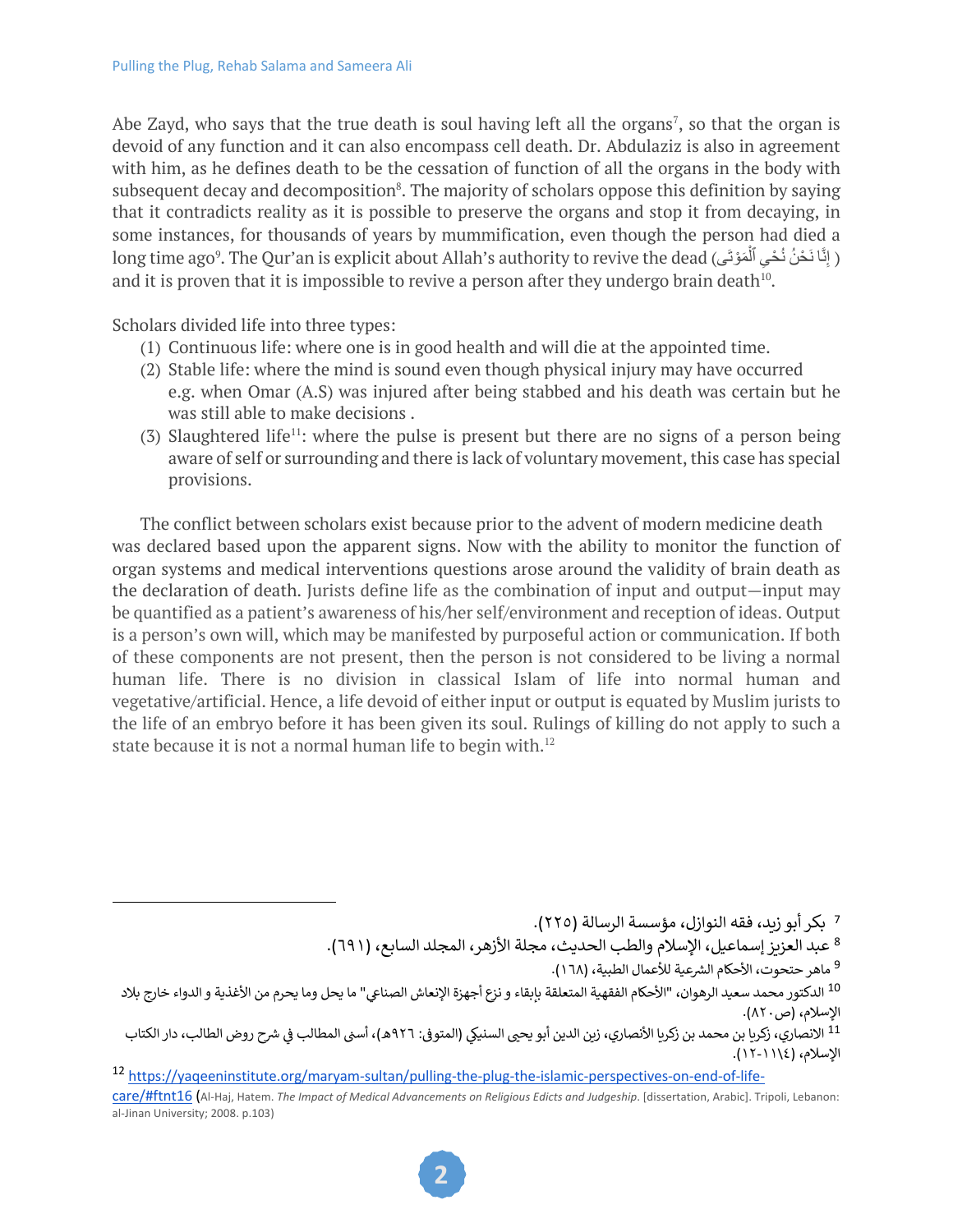Abe Zayd, who says that the true death is soul having left all the organs[7], so that the organ is devoid of any function and it can also encompass cell death. Dr. Abdulaziz is also in agreement with him, as he defines death to be the cessation of function of all the organs in the body with subsequent decay and decomposition[8]. The majority of scholars oppose this definition by saying that it contradicts reality as it is possible to preserve the organs and stop it from decaying, in some instances, for thousands of years by mummification, even though the person had died a long time ago[9]. The Qur'an is explicit about Allah's authority to revive the dead (إِنَّا نَحْنُ نُحْيِ ٱلْمَوْتَىٰ) and it is proven that it is impossible to revive a person after they undergo brain death[10].

Scholars divided life into three types:

1. Continuous life: where one is in good health and will die at the appointed time.
2. Stable life: where the mind is sound even though physical injury may have occurred e.g. when Omar (A.S) was injured after being stabbed and his death was certain but he was still able to make decisions .
3. Slaughtered life[11]: where the pulse is present but there are no signs of a person being aware of self or surrounding and there is lack of voluntary movement, this case has special provisions.

The conflict between scholars exist because prior to the advent of modern medicine death was declared based upon the apparent signs. Now with the ability to monitor the function of organ systems and medical interventions questions arose around the validity of brain death as the declaration of death. Jurists define life as the combination of input and output—input may be quantified as a patient's awareness of his/her self/environment and reception of ideas. Output is a person's own will, which may be manifested by purposeful action or communication. If both of these components are not present, then the person is not considered to be living a normal human life. There is no division in classical Islam of life into normal human and vegetative/artificial. Hence, a life devoid of either input or output is equated by Muslim jurists to the life of an embryo before it has been given its soul. Rulings of killing do not apply to such a state because it is not a normal human life to begin with.[12]

---

[7] بكر أبو زيد، فقه النوازل، مؤسسة الرسالة (٢٢٥).

[8] عبد العزيز إسماعيل، الإسلام والطب الحديث، مجلة الأزهر، المجلد السابع، (٦٩١).

[9] ماهر حتحوت، الأحكام الشرعية للأعمال الطبية، (١٦٨).

[10] الدكتور محمد سعيد الرهوان، "الأحكام الفقهية المتعلقة بإبقاء و نزع أجهزة الإنعاش الصناعي" ما يحل وما يحرم من الأغذية و الدواء خارج بلاد الإسلام، (ص٨٢٠).

[11] الانصاري، زكريا بن محمد بن زكريا الأنصاري، زين الدين أبو يحيى السنيكي (المتوفى: ٩٢٦هـ)، أسنى المطالب في شرح روض الطالب، دار الكتاب الإسلام، (١١١٤-١٢).

[12] https://yaqeeninstitute.org/maryam-sultan/pulling-the-plug-the-islamic-perspectives-on-end-of-life-care/#ftnt16 (Al-Haj, Hatem. *The Impact of Medical Advancements on Religious Edicts and Judgeship*. [dissertation, Arabic]. Tripoli, Lebanon: al-Jinan University; 2008. p.103)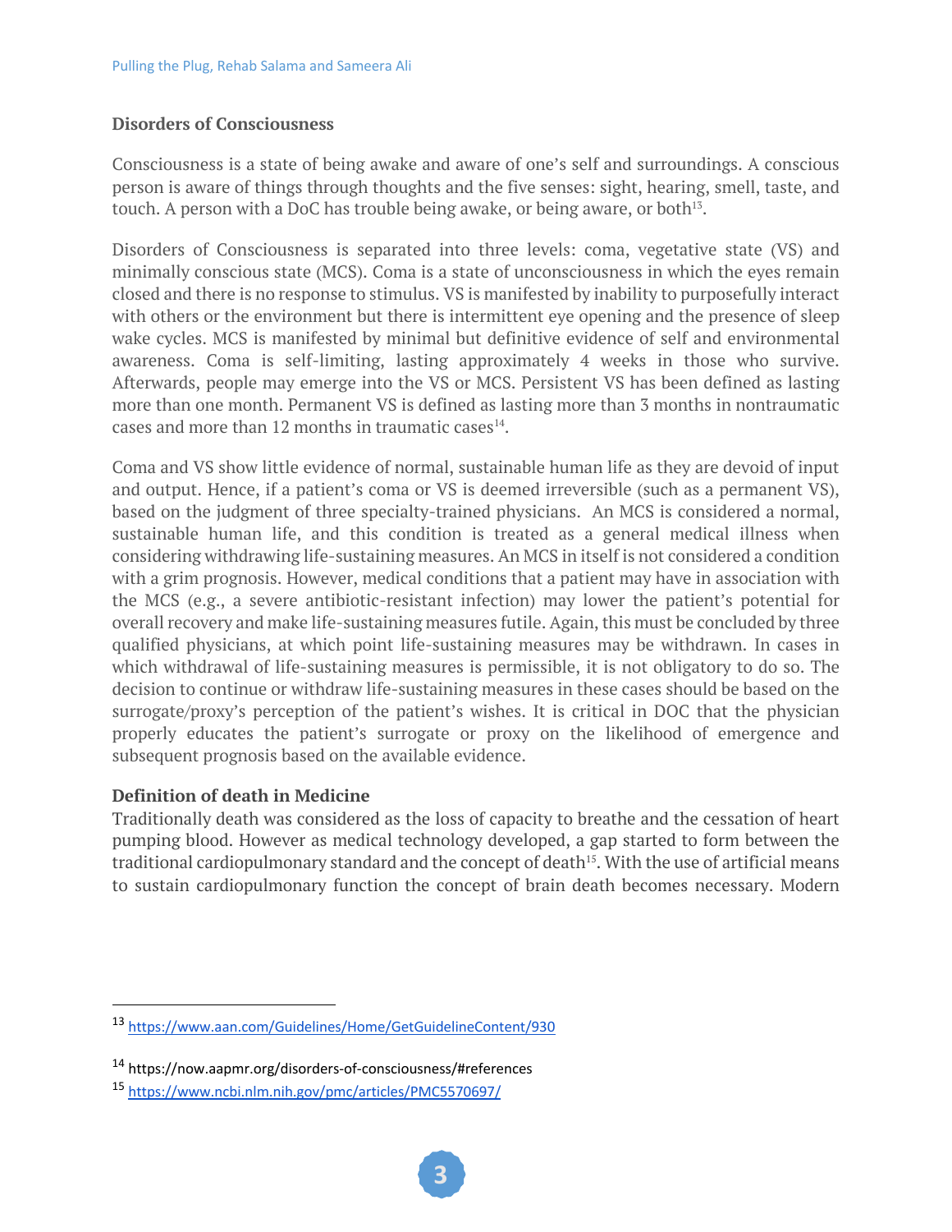### Disorders of Consciousness

Consciousness is a state of being awake and aware of one's self and surroundings. A conscious person is aware of things through thoughts and the five senses: sight, hearing, smell, taste, and touch. A person with a DoC has trouble being awake, or being aware, or both[13].

Disorders of Consciousness is separated into three levels: coma, vegetative state (VS) and minimally conscious state (MCS). Coma is a state of unconsciousness in which the eyes remain closed and there is no response to stimulus. VS is manifested by inability to purposefully interact with others or the environment but there is intermittent eye opening and the presence of sleep wake cycles. MCS is manifested by minimal but definitive evidence of self and environmental awareness. Coma is self-limiting, lasting approximately 4 weeks in those who survive. Afterwards, people may emerge into the VS or MCS. Persistent VS has been defined as lasting more than one month. Permanent VS is defined as lasting more than 3 months in nontraumatic cases and more than 12 months in traumatic cases[14].

Coma and VS show little evidence of normal, sustainable human life as they are devoid of input and output. Hence, if a patient's coma or VS is deemed irreversible (such as a permanent VS), based on the judgment of three specialty-trained physicians. An MCS is considered a normal, sustainable human life, and this condition is treated as a general medical illness when considering withdrawing life-sustaining measures. An MCS in itself is not considered a condition with a grim prognosis. However, medical conditions that a patient may have in association with the MCS (e.g., a severe antibiotic-resistant infection) may lower the patient's potential for overall recovery and make life-sustaining measures futile. Again, this must be concluded by three qualified physicians, at which point life-sustaining measures may be withdrawn. In cases in which withdrawal of life-sustaining measures is permissible, it is not obligatory to do so. The decision to continue or withdraw life-sustaining measures in these cases should be based on the surrogate/proxy's perception of the patient's wishes. It is critical in DOC that the physician properly educates the patient's surrogate or proxy on the likelihood of emergence and subsequent prognosis based on the available evidence.

### Definition of death in Medicine

Traditionally death was considered as the loss of capacity to breathe and the cessation of heart pumping blood. However as medical technology developed, a gap started to form between the traditional cardiopulmonary standard and the concept of death[15]. With the use of artificial means to sustain cardiopulmonary function the concept of brain death becomes necessary. Modern

---

[13] https://www.aan.com/Guidelines/Home/GetGuidelineContent/930

[14] https://now.aapmr.org/disorders-of-consciousness/#references

[15] https://www.ncbi.nlm.nih.gov/pmc/articles/PMC5570697/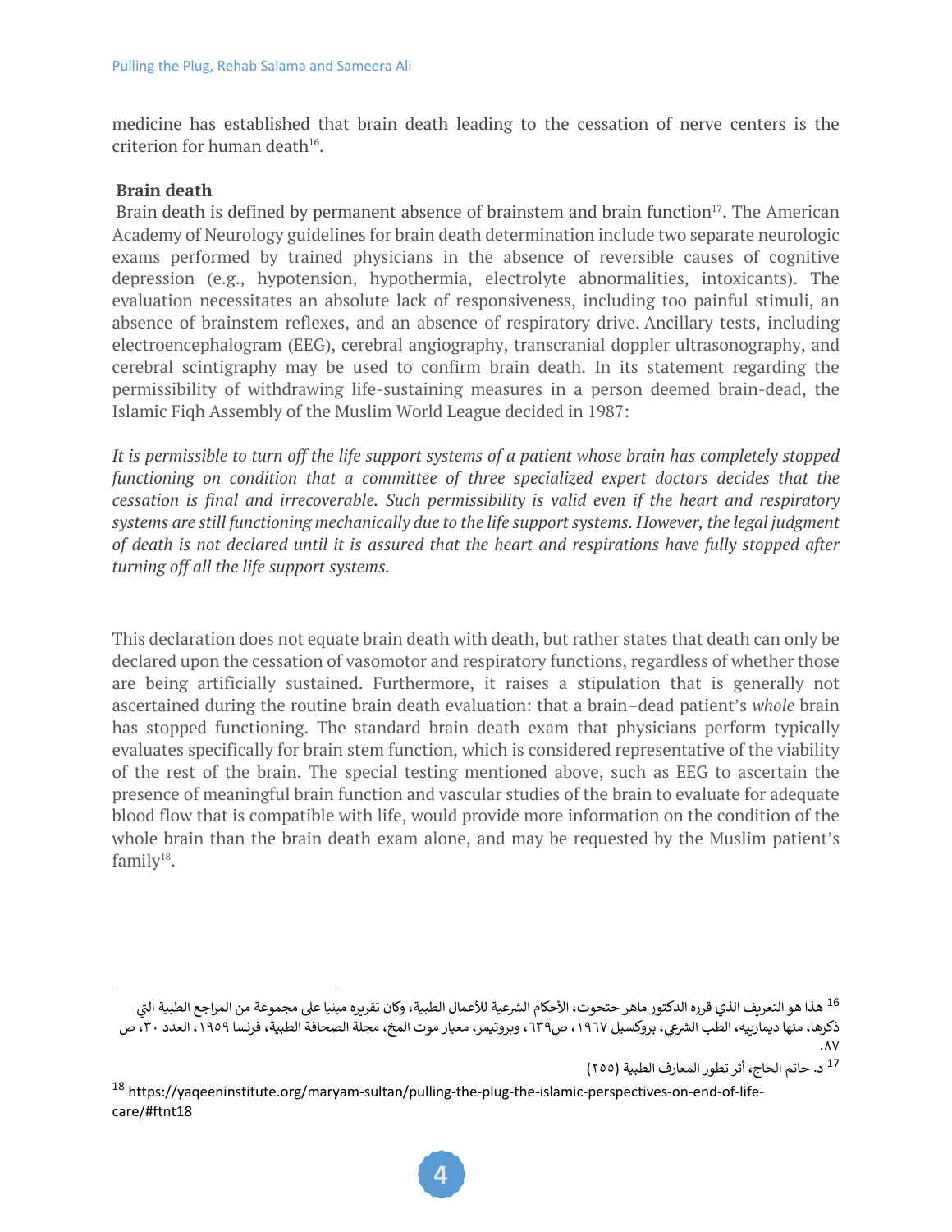medicine has established that brain death leading to the cessation of nerve centers is the criterion for human death[16].

**Brain death**

Brain death is defined by permanent absence of brainstem and brain function[17]. The American Academy of Neurology guidelines for brain death determination include two separate neurologic exams performed by trained physicians in the absence of reversible causes of cognitive depression (e.g., hypotension, hypothermia, electrolyte abnormalities, intoxicants). The evaluation necessitates an absolute lack of responsiveness, including too painful stimuli, an absence of brainstem reflexes, and an absence of respiratory drive. Ancillary tests, including electroencephalogram (EEG), cerebral angiography, transcranial doppler ultrasonography, and cerebral scintigraphy may be used to confirm brain death. In its statement regarding the permissibility of withdrawing life-sustaining measures in a person deemed brain-dead, the Islamic Fiqh Assembly of the Muslim World League decided in 1987:

*It is permissible to turn off the life support systems of a patient whose brain has completely stopped functioning on condition that a committee of three specialized expert doctors decides that the cessation is final and irrecoverable. Such permissibility is valid even if the heart and respiratory systems are still functioning mechanically due to the life support systems. However, the legal judgment of death is not declared until it is assured that the heart and respirations have fully stopped after turning off all the life support systems.*

This declaration does not equate brain death with death, but rather states that death can only be declared upon the cessation of vasomotor and respiratory functions, regardless of whether those are being artificially sustained. Furthermore, it raises a stipulation that is generally not ascertained during the routine brain death evaluation: that a brain–dead patient's *whole* brain has stopped functioning. The standard brain death exam that physicians perform typically evaluates specifically for brain stem function, which is considered representative of the viability of the rest of the brain. The special testing mentioned above, such as EEG to ascertain the presence of meaningful brain function and vascular studies of the brain to evaluate for adequate blood flow that is compatible with life, would provide more information on the condition of the whole brain than the brain death exam alone, and may be requested by the Muslim patient's family[18].

---

[16] هذا هو التعريف الذي قرره الدكتور ماهر حتحوت، الأحكام الشرعية للأعمال الطبية، وكان تقريره مبنيا على مجموعة من المراجع الطبية التي ذكرها، منها ديماربيه، الطب الشرعي، بروكسيل ١٩٦٧، ص٦٣٩، وبروتيمر، معيار موت المخ، مجلة الصحافة الطبية، فرنسا ١٩٥٩، العدد ٣٠، ص ٨٧.

[17] د. حاتم الحاج، أثر تطور المعارف الطبية (٢٥٥)

[18] https://yaqeeninstitute.org/maryam-sultan/pulling-the-plug-the-islamic-perspectives-on-end-of-life-care/#ftnt18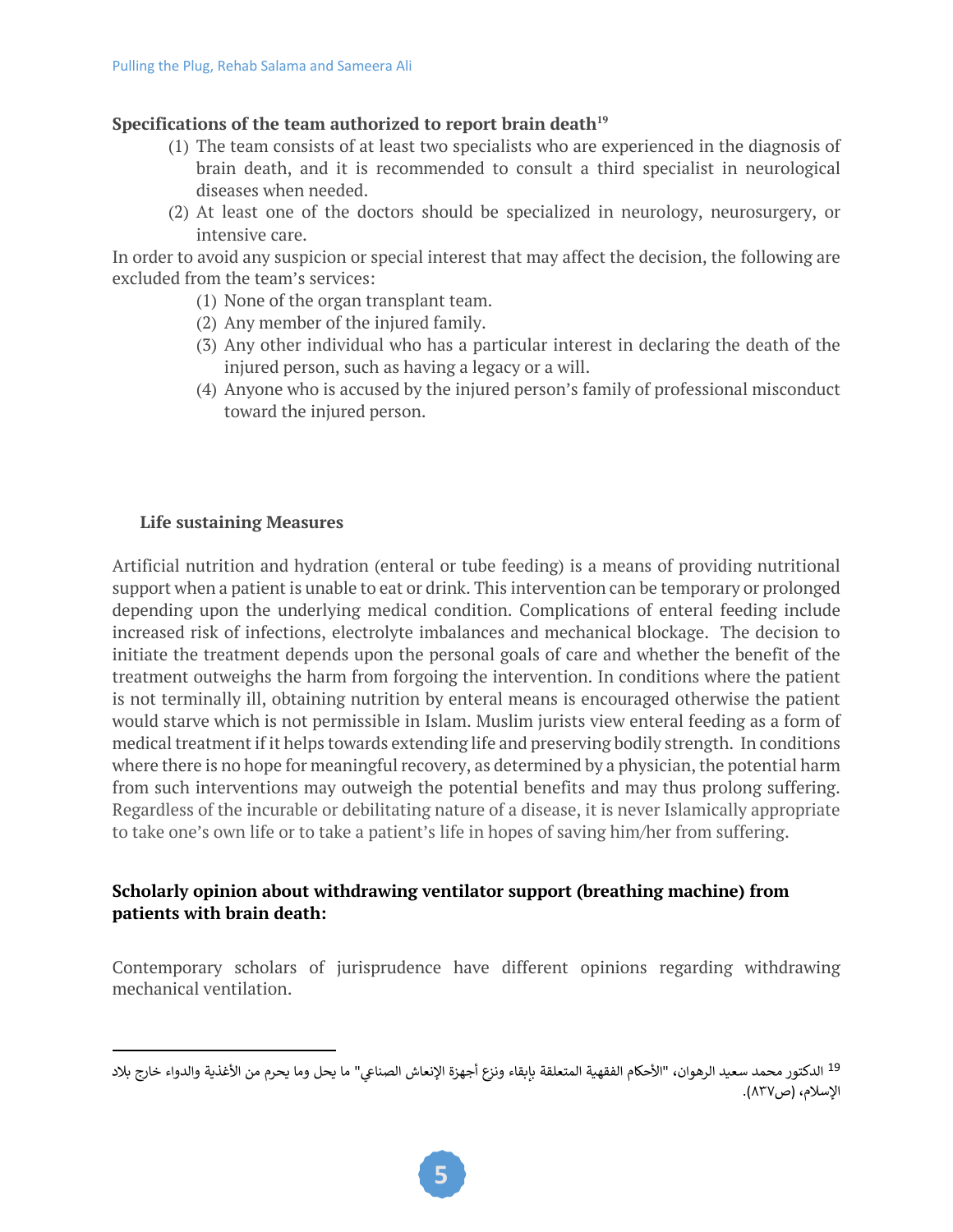**Specifications of the team authorized to report brain death**[19]

(1) The team consists of at least two specialists who are experienced in the diagnosis of brain death, and it is recommended to consult a third specialist in neurological diseases when needed.

(2) At least one of the doctors should be specialized in neurology, neurosurgery, or intensive care.

In order to avoid any suspicion or special interest that may affect the decision, the following are excluded from the team's services:

(1) None of the organ transplant team.

(2) Any member of the injured family.

(3) Any other individual who has a particular interest in declaring the death of the injured person, such as having a legacy or a will.

(4) Anyone who is accused by the injured person's family of professional misconduct toward the injured person.

**Life sustaining Measures**

Artificial nutrition and hydration (enteral or tube feeding) is a means of providing nutritional support when a patient is unable to eat or drink. This intervention can be temporary or prolonged depending upon the underlying medical condition. Complications of enteral feeding include increased risk of infections, electrolyte imbalances and mechanical blockage. The decision to initiate the treatment depends upon the personal goals of care and whether the benefit of the treatment outweighs the harm from forgoing the intervention. In conditions where the patient is not terminally ill, obtaining nutrition by enteral means is encouraged otherwise the patient would starve which is not permissible in Islam. Muslim jurists view enteral feeding as a form of medical treatment if it helps towards extending life and preserving bodily strength. In conditions where there is no hope for meaningful recovery, as determined by a physician, the potential harm from such interventions may outweigh the potential benefits and may thus prolong suffering. Regardless of the incurable or debilitating nature of a disease, it is never Islamically appropriate to take one's own life or to take a patient's life in hopes of saving him/her from suffering.

**Scholarly opinion about withdrawing ventilator support (breathing machine) from patients with brain death:**

Contemporary scholars of jurisprudence have different opinions regarding withdrawing mechanical ventilation.

---

[19] الدكتور محمد سعيد الرهوان، "الأحكام الفقهية المتعلقة بإبقاء ونزع أجهزة الإنعاش الصناعي" ما يحل وما يحرم من الأغذية والدواء خارج بلاد الإسلام، (ص٨٣٧).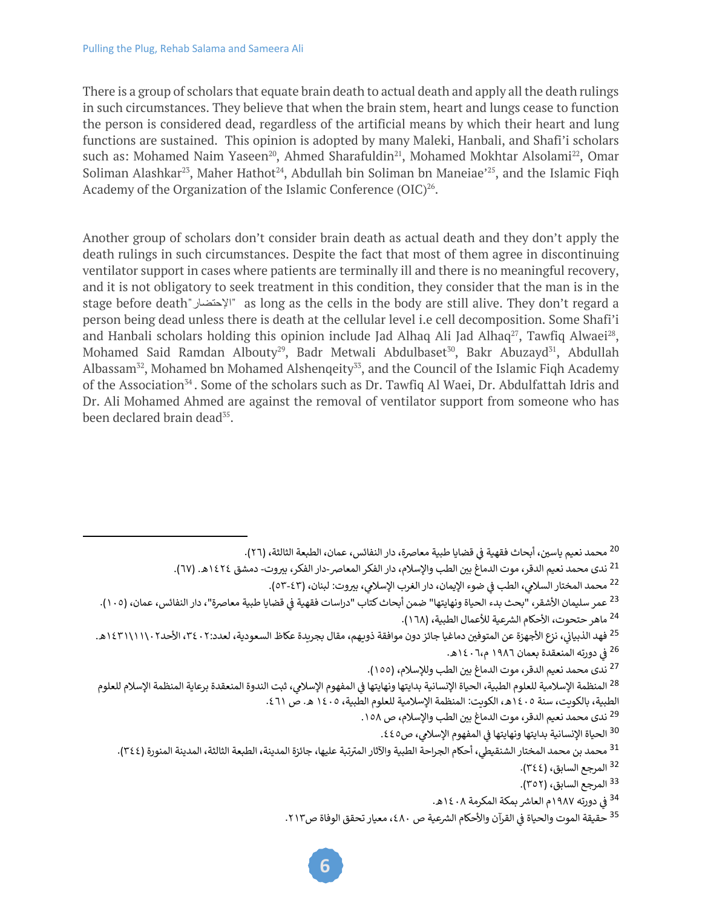There is a group of scholars that equate brain death to actual death and apply all the death rulings in such circumstances. They believe that when the brain stem, heart and lungs cease to function the person is considered dead, regardless of the artificial means by which their heart and lung functions are sustained. This opinion is adopted by many Maleki, Hanbali, and Shafi'i scholars such as: Mohamed Naim Yaseen[20], Ahmed Sharafuldin[21], Mohamed Mokhtar Alsolami[22], Omar Soliman Alashkar[23], Maher Hathot[24], Abdullah bin Soliman bn Maneiae'[25], and the Islamic Fiqh Academy of the Organization of the Islamic Conference (OIC)[26].

Another group of scholars don't consider brain death as actual death and they don't apply the death rulings in such circumstances. Despite the fact that most of them agree in discontinuing ventilator support in cases where patients are terminally ill and there is no meaningful recovery, and it is not obligatory to seek treatment in this condition, they consider that the man is in the stage before death "الإحتضار" as long as the cells in the body are still alive. They don't regard a person being dead unless there is death at the cellular level i.e cell decomposition. Some Shafi'i and Hanbali scholars holding this opinion include Jad Alhaq Ali Jad Alhaq[27], Tawfiq Alwaei[28], Mohamed Said Ramdan Albouty[29], Badr Metwali Abdulbaset[30], Bakr Abuzayd[31], Abdullah Albassam[32], Mohamed bn Mohamed Alshenqeity[33], and the Council of the Islamic Fiqh Academy of the Association[34]. Some of the scholars such as Dr. Tawfiq Al Waei, Dr. Abdulfattah Idris and Dr. Ali Mohamed Ahmed are against the removal of ventilator support from someone who has been declared brain dead[35].

---

[20] محمد نعيم ياسين، أبحاث فقهية في قضايا طبية معاصرة، دار النفائس، عمان، الطبعة الثالثة، (٢٦).

[21] ندى محمد نعيم الدقر، موت الدماغ بين الطب والإسلام، دار الفكر المعاصر-دار الفكر، بيروت- دمشق ١٤٢٤هـ. (٦٧).

[22] محمد المختار السلامي، الطب في ضوء الإيمان، دار الغرب الإسلامي، بيروت: لبنان، (٤٣-٥٣).

[23] عمر سليمان الأشقر، "بحث بدء الحياة ونهايتها" ضمن أبحاث كتاب "دراسات فقهية في قضايا طبية معاصرة"، دار النفائس، عمان، (١٠٥).

[24] ماهر حتحوت، الأحكام الشرعية للأعمال الطبية، (١٦٨).

[25] فهد الذبياني، نزع الأجهزة عن المتوفين دماغيا جائز دون موافقة ذويهم، مقال بجريدة عكاظ السعودية، لعدد:٣٤٠٢، الأحد١٤٣١\١١\٠٢هـ.

[26] في دورته المنعقدة بعمان ١٩٨٦ م،١٤٠٦هـ.

[27] ندى محمد نعيم الدقر، موت الدماغ بين الطب وللإسلام، (١٥٥).

[28] المنظمة الإسلامية للعلوم الطبية، الحياة الإنسانية بدايتها ونهايتها في المفهوم الإسلامي، ثبت الندوة المنعقدة برعاية المنظمة الإسلام للعلوم الطبية، بالكويت، سنة ١٤٠٥هـ، الكويت: المنظمة الإسلامية للعلوم الطبية، ١٤٠٥ هـ. ص ٤٦١.

[29] ندى محمد نعيم الدقر، موت الدماغ بين الطب والإسلام، ص ١٥٨.

[30] الحياة الإنسانية بدايتها ونهايتها في المفهوم الإسلامي، ص٤٤٥.

[31] محمد بن محمد المختار الشنقيطي، أحكام الجراحة الطبية والآثار المترتبة عليها، جائزة المدينة، الطبعة الثالثة، المدينة المنورة (٣٤٤).

[32] المرجع السابق، (٣٤٤).

[33] المرجع السابق، (٣٥٢).

[34] في دورته ١٩٨٧م العاشر بمكة المكرمة ١٤٠٨هـ.

[35] حقيقة الموت والحياة في القرآن والأحكام الشرعية ص ٤٨٠، معيار تحقق الوفاة ص٢١٣.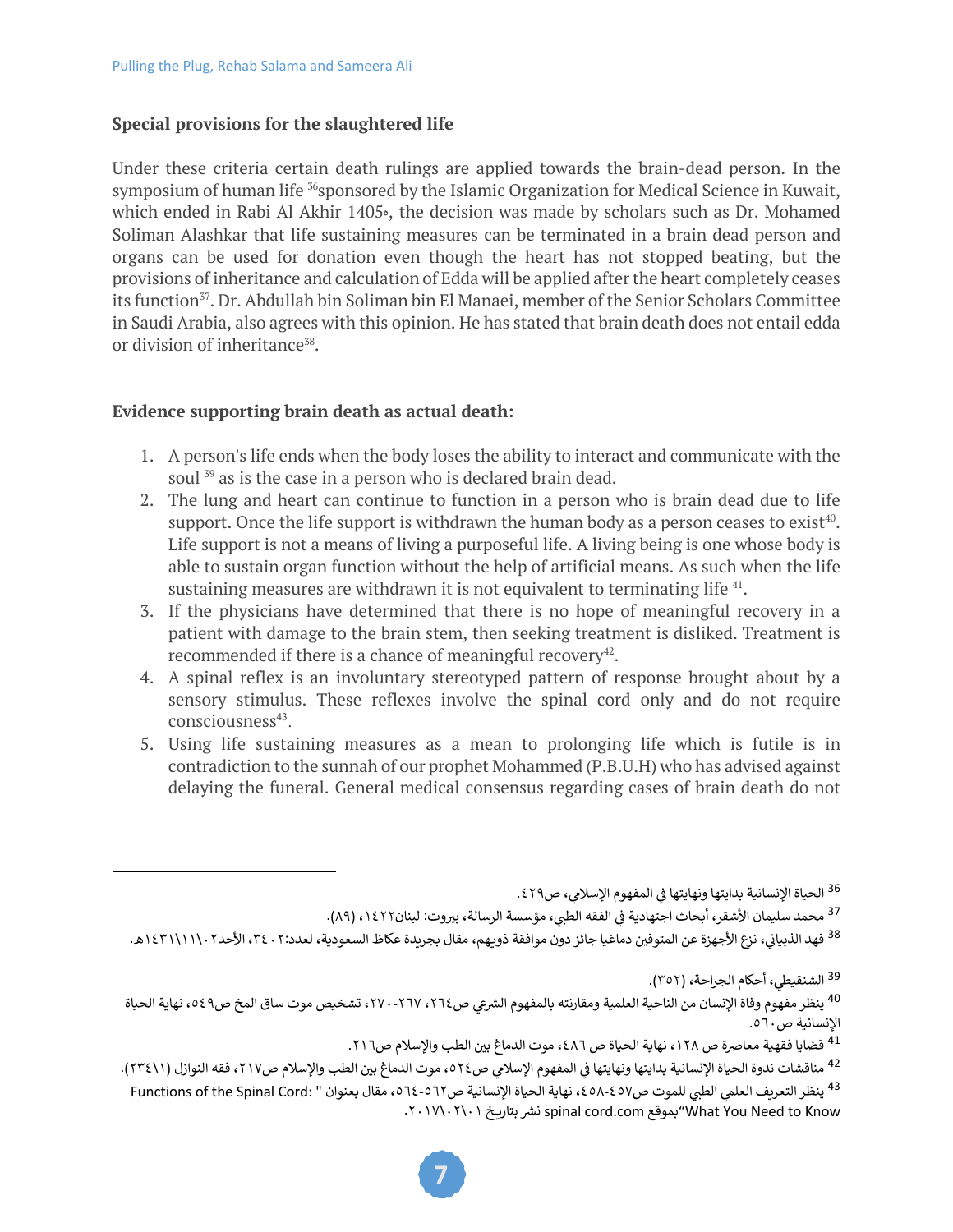**Special provisions for the slaughtered life**

Under these criteria certain death rulings are applied towards the brain-dead person. In the symposium of human life [36] sponsored by the Islamic Organization for Medical Science in Kuwait, which ended in Rabi Al Akhir 1405ه, the decision was made by scholars such as Dr. Mohamed Soliman Alashkar that life sustaining measures can be terminated in a brain dead person and organs can be used for donation even though the heart has not stopped beating, but the provisions of inheritance and calculation of Edda will be applied after the heart completely ceases its function[37]. Dr. Abdullah bin Soliman bin El Manaei, member of the Senior Scholars Committee in Saudi Arabia, also agrees with this opinion. He has stated that brain death does not entail edda or division of inheritance[38].

**Evidence supporting brain death as actual death:**

1. A person's life ends when the body loses the ability to interact and communicate with the soul [39] as is the case in a person who is declared brain dead.
2. The lung and heart can continue to function in a person who is brain dead due to life support. Once the life support is withdrawn the human body as a person ceases to exist[40]. Life support is not a means of living a purposeful life. A living being is one whose body is able to sustain organ function without the help of artificial means. As such when the life sustaining measures are withdrawn it is not equivalent to terminating life [41].
3. If the physicians have determined that there is no hope of meaningful recovery in a patient with damage to the brain stem, then seeking treatment is disliked. Treatment is recommended if there is a chance of meaningful recovery[42].
4. A spinal reflex is an involuntary stereotyped pattern of response brought about by a sensory stimulus. These reflexes involve the spinal cord only and do not require consciousness[43].
5. Using life sustaining measures as a mean to prolonging life which is futile is in contradiction to the sunnah of our prophet Mohammed (P.B.U.H) who has advised against delaying the funeral. General medical consensus regarding cases of brain death do not

---

[36] الحياة الإنسانية بدايتها ونهايتها في المفهوم الإسلامي، ص٤٢٩.

[37] محمد سليمان الأشقر، أبحاث اجتهادية في الفقه الطبي، مؤسسة الرسالة، بيروت: لبنان١٤٢٢، (٨٩).

[38] فهد الذبياني، نزع الأجهزة عن المتوفين دماغيا جائز دون موافقة ذويهم، مقال بجريدة عكاظ السعودية، لعدد:٣٤٠٢، الأحد١٤٣١\١١\١٠٢هـ.

[39] الشنقيطي، أحكام الجراحة، (٣٥٢).

[40] ينظر مفهوم وفاة الإنسان من الناحية العلمية ومقارنته بالمفهوم الشرعي ص٢٦٤، ٢٦٧-٢٧٠، تشخيص موت ساق المخ ص٥٤٩، نهاية الحياة الإنسانية ص٥٦٠.

[41] قضايا فقهية معاصرة ص ١٢٨، نهاية الحياة ص ٤٨٦، موت الدماغ بين الطب والإسلام ص٢١٦.

[42] مناقشات ندوة الحياة الإنسانية بدايتها ونهايتها في المفهوم الإسلامي ص٥٢٤، موت الدماغ بين الطب والإسلام ص٢١٧، فقه النوازل (٢٣٤\١).

[43] ينظر التعريف العلمي الطبي للموت ص٤٥٧-٤٥٨، نهاية الحياة الإنسانية ص٥٦٢-٥٦٤، مقال بعنوان " Functions of the Spinal Cord: What You Need to Know" بموقع spinal cord.com نشر بتاريخ ٢٠١٧\٠٢\٠١.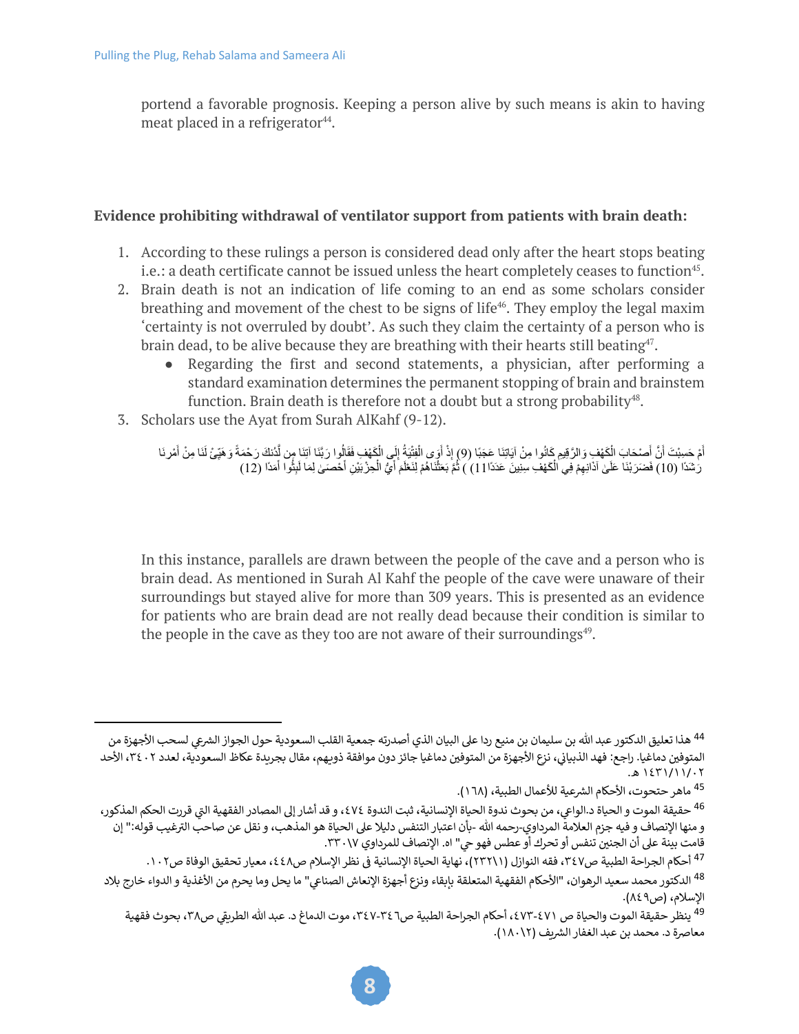portend a favorable prognosis. Keeping a person alive by such means is akin to having meat placed in a refrigerator[44].

**Evidence prohibiting withdrawal of ventilator support from patients with brain death:**

1. According to these rulings a person is considered dead only after the heart stops beating i.e.: a death certificate cannot be issued unless the heart completely ceases to function[45].
2. Brain death is not an indication of life coming to an end as some scholars consider breathing and movement of the chest to be signs of life[46]. They employ the legal maxim 'certainty is not overruled by doubt'. As such they claim the certainty of a person who is brain dead, to be alive because they are breathing with their hearts still beating[47].
   - Regarding the first and second statements, a physician, after performing a standard examination determines the permanent stopping of brain and brainstem function. Brain death is therefore not a doubt but a strong probability[48].
3. Scholars use the Ayat from Surah AlKahf (9-12).

أَمْ حَسِبْتَ أَنَّ أَصْحَابَ الْكَهْفِ وَالرَّقِيمِ كَانُوا مِنْ آيَاتِنَا عَجَبًا (9) إِذْ أَوَى الْفِتْيَةُ إِلَى الْكَهْفِ فَقَالُوا رَبَّنَا آتِنَا مِن لَّدُنكَ رَحْمَةً وَهَيِّئْ لَنَا مِنْ أَمْرِنَا رَشَدًا (10) فَضَرَبْنَا عَلَىٰ آذَانِهِمْ فِي الْكَهْفِ سِنِينَ عَدَدًا (11) ) ثُمَّ بَعَثْنَاهُمْ لِنَعْلَمَ أَيُّ الْحِزْبَيْنِ أَحْصَىٰ لِمَا لَبِثُوا أَمَدًا (12)

In this instance, parallels are drawn between the people of the cave and a person who is brain dead. As mentioned in Surah Al Kahf the people of the cave were unaware of their surroundings but stayed alive for more than 309 years. This is presented as an evidence for patients who are brain dead are not really dead because their condition is similar to the people in the cave as they too are not aware of their surroundings[49].

---

[44] هذا تعليق الدكتور عبد الله بن سليمان بن منيع ردا على البيان الذي أصدرته جمعية القلب السعودية حول الجواز الشرعي لسحب الأجهزة من المتوفين دماغيا. راجع: فهد الذبياني، نزع الأجهزة من المتوفين دماغيا جائز دون موافقة ذويهم، مقال بجريدة عكاظ السعودية، لعدد ٣٤٠٢، الأحد ١٤٣١/١١/٠٢ هـ.

[45] ماهر حتحوت، الأحكام الشرعية للأعمال الطبية، (١٦٨).

[46] حقيقة الموت و الحياة د.الواعي، من بحوث ندوة الحياة الإنسانية، ثبت الندوة ٤٧٤، و قد أشار إلى المصادر الفقهية التي قررت الحكم المذكور، و منها الإنصاف و فيه جزم العلامة المرداوي-رحمه الله -بأن اعتبار التنفس دليلا على الحياة هو المذهب، و نقل عن صاحب الترغيب قوله:" إن قامت بينة على أن الجنين تنفس أو تحرك أو عطس فهو حي" اه. الإنصاف للمرداوي ٣٣٠١٧.

[47] أحكام الجراحة الطبية ص٣٤٧، فقه النوازل (٢٣٢١١)، نهاية الحياة الإنسانية في نظر الإسلام ص٤٤٨، معيار تحقيق الوفاة ص١٠٢.

[48] الدكتور محمد سعيد الرهوان، "الأحكام الفقهية المتعلقة بإبقاء ونزع أجهزة الإنعاش الصناعي" ما يحل وما يحرم من الأغذية و الدواء خارج بلاد الإسلام، (ص٨٤٩).

[49] ينظر حقيقة الموت والحياة ص ٤٧١-٤٧٣، أحكام الجراحة الطبية ص٣٤٦-٣٤٧، موت الدماغ د. عبد الله الطريقي ص٣٨، بحوث فقهية معاصرة د. محمد بن عبد الغفار الشريف (١٨٠١٢).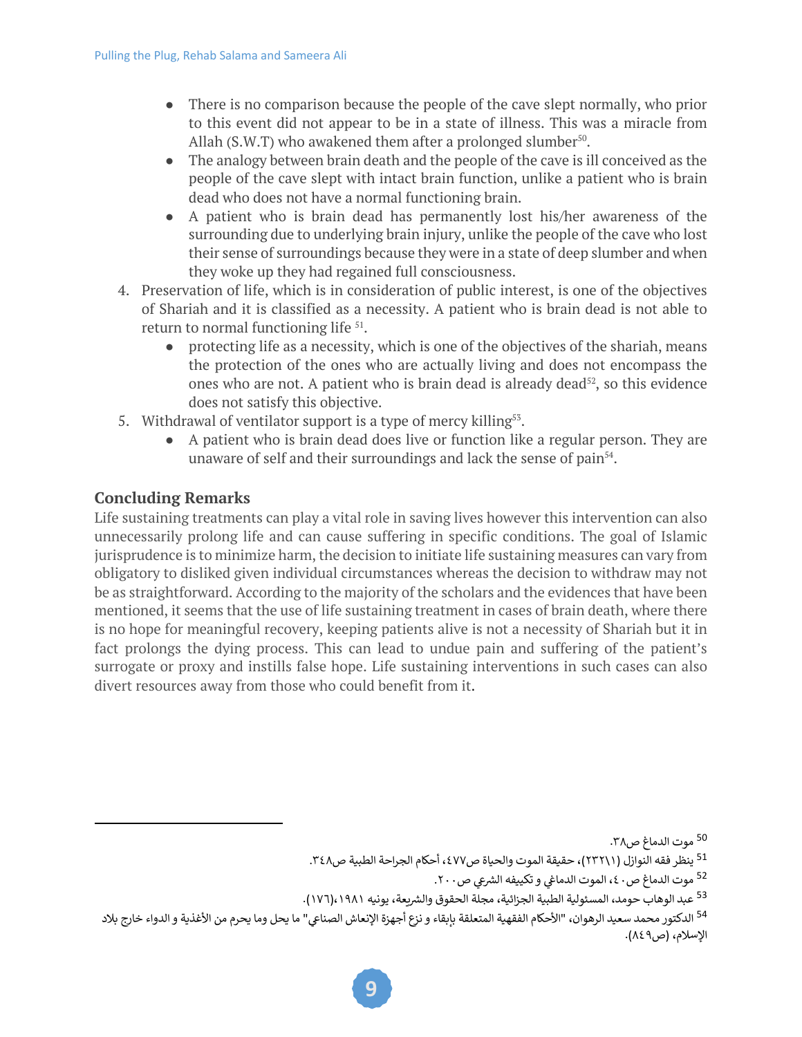- There is no comparison because the people of the cave slept normally, who prior to this event did not appear to be in a state of illness. This was a miracle from Allah (S.W.T) who awakened them after a prolonged slumber[50].
- The analogy between brain death and the people of the cave is ill conceived as the people of the cave slept with intact brain function, unlike a patient who is brain dead who does not have a normal functioning brain.
- A patient who is brain dead has permanently lost his/her awareness of the surrounding due to underlying brain injury, unlike the people of the cave who lost their sense of surroundings because they were in a state of deep slumber and when they woke up they had regained full consciousness.

4. Preservation of life, which is in consideration of public interest, is one of the objectives of Shariah and it is classified as a necessity. A patient who is brain dead is not able to return to normal functioning life [51].
   - protecting life as a necessity, which is one of the objectives of the shariah, means the protection of the ones who are actually living and does not encompass the ones who are not. A patient who is brain dead is already dead[52], so this evidence does not satisfy this objective.
5. Withdrawal of ventilator support is a type of mercy killing[53].
   - A patient who is brain dead does live or function like a regular person. They are unaware of self and their surroundings and lack the sense of pain[54].

## Concluding Remarks

Life sustaining treatments can play a vital role in saving lives however this intervention can also unnecessarily prolong life and can cause suffering in specific conditions. The goal of Islamic jurisprudence is to minimize harm, the decision to initiate life sustaining measures can vary from obligatory to disliked given individual circumstances whereas the decision to withdraw may not be as straightforward. According to the majority of the scholars and the evidences that have been mentioned, it seems that the use of life sustaining treatment in cases of brain death, where there is no hope for meaningful recovery, keeping patients alive is not a necessity of Shariah but it in fact prolongs the dying process. This can lead to undue pain and suffering of the patient's surrogate or proxy and instills false hope. Life sustaining interventions in such cases can also divert resources away from those who could benefit from it.

---

[50] موت الدماغ ص٣٨.

[51] ينظر فقه النوازل (٢٣٢١١)، حقيقة الموت والحياة ص٤٧٧، أحكام الجراحة الطبية ص٣٤٨.

[52] موت الدماغ ص٤٠، الموت الدماغي و تكييفه الشرعي ص٢٠٠.

[53] عبد الوهاب حومد، المسئولية الطبية الجزائية، مجلة الحقوق والشريعة، يونيه ١٩٨١،(١٧٦).

[54] الدكتور محمد سعيد الرهوان، "الأحكام الفقهية المتعلقة بإبقاء و نزع أجهزة الإنعاش الصناعي" ما يحل وما يحرم من الأغذية و الدواء خارج بلاد الإسلام، (ص٨٤٩).